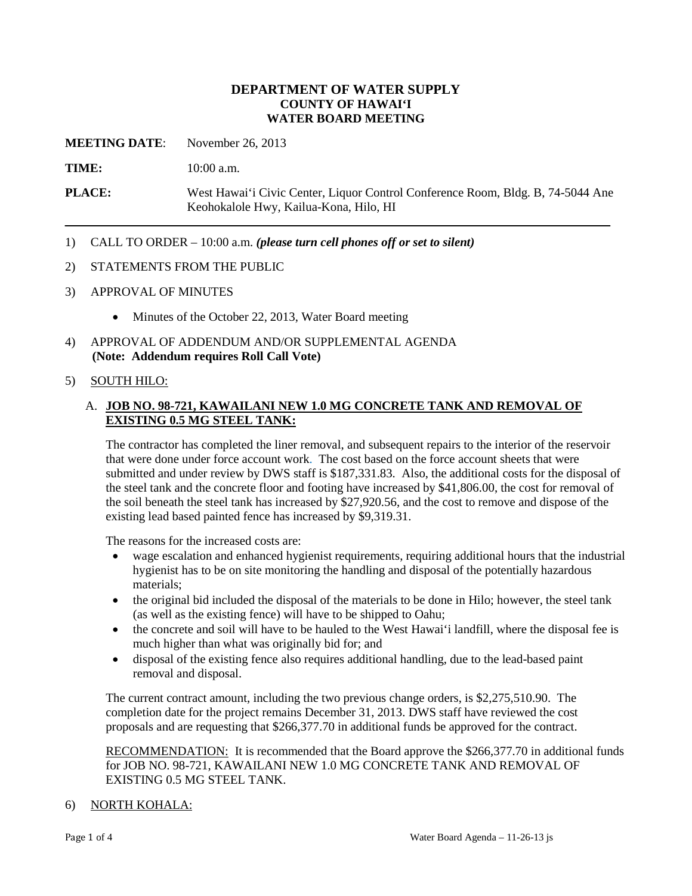# DEPARTMENT OF WATER SUPPLY
# COUNTY OF HAWAIʻI
# WATER BOARD MEETING

**MEETING DATE**: November 26, 2013

**TIME:** 10:00 a.m.

**PLACE:** West Hawaiʻi Civic Center, Liquor Control Conference Room, Bldg. B, 74-5044 Ane Keohokalole Hwy, Kailua-Kona, Hilo, HI

---

1) CALL TO ORDER – 10:00 a.m. ***(please turn cell phones off or set to silent)***

2) STATEMENTS FROM THE PUBLIC

3) APPROVAL OF MINUTES

   - Minutes of the October 22, 2013, Water Board meeting

4) APPROVAL OF ADDENDUM AND/OR SUPPLEMENTAL AGENDA
   **(Note: Addendum requires Roll Call Vote)**

5) SOUTH HILO:

   A. **JOB NO. 98-721, KAWAILANI NEW 1.0 MG CONCRETE TANK AND REMOVAL OF EXISTING 0.5 MG STEEL TANK:**

   The contractor has completed the liner removal, and subsequent repairs to the interior of the reservoir that were done under force account work. The cost based on the force account sheets that were submitted and under review by DWS staff is $187,331.83. Also, the additional costs for the disposal of the steel tank and the concrete floor and footing have increased by $41,806.00, the cost for removal of the soil beneath the steel tank has increased by $27,920.56, and the cost to remove and dispose of the existing lead based painted fence has increased by $9,319.31.

   The reasons for the increased costs are:

   - wage escalation and enhanced hygienist requirements, requiring additional hours that the industrial hygienist has to be on site monitoring the handling and disposal of the potentially hazardous materials;
   - the original bid included the disposal of the materials to be done in Hilo; however, the steel tank (as well as the existing fence) will have to be shipped to Oahu;
   - the concrete and soil will have to be hauled to the West Hawaiʻi landfill, where the disposal fee is much higher than what was originally bid for; and
   - disposal of the existing fence also requires additional handling, due to the lead-based paint removal and disposal.

   The current contract amount, including the two previous change orders, is $2,275,510.90. The completion date for the project remains December 31, 2013. DWS staff have reviewed the cost proposals and are requesting that $266,377.70 in additional funds be approved for the contract.

   RECOMMENDATION: It is recommended that the Board approve the $266,377.70 in additional funds for JOB NO. 98-721, KAWAILANI NEW 1.0 MG CONCRETE TANK AND REMOVAL OF EXISTING 0.5 MG STEEL TANK.

6) NORTH KOHALA: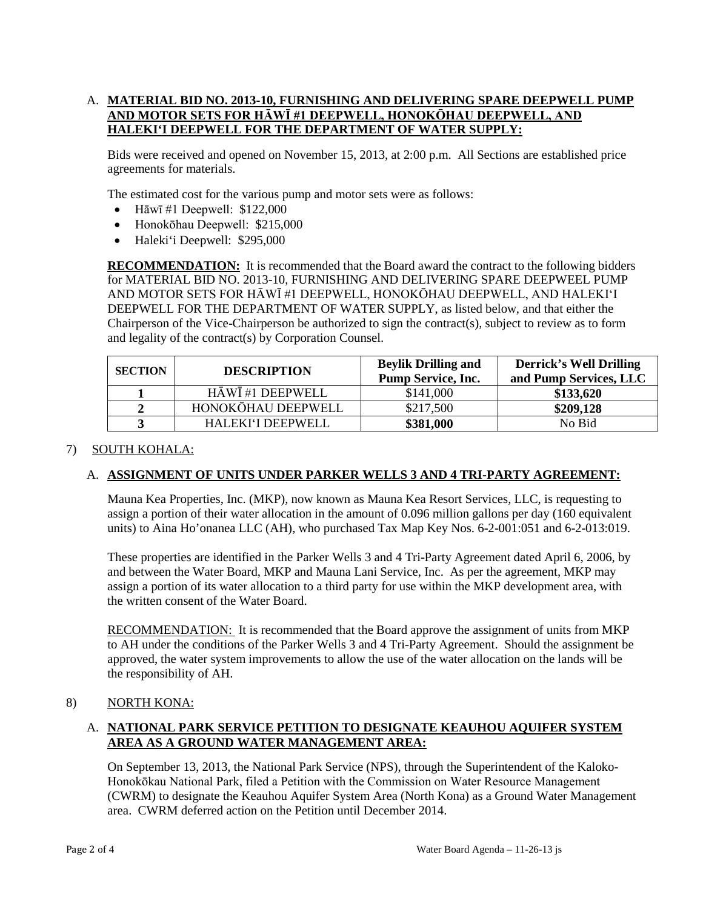A. **MATERIAL BID NO. 2013-10, FURNISHING AND DELIVERING SPARE DEEPWELL PUMP AND MOTOR SETS FOR HĀWĪ #1 DEEPWELL, HONOKŌHAU DEEPWELL, AND HALEKIʻI DEEPWELL FOR THE DEPARTMENT OF WATER SUPPLY:**

Bids were received and opened on November 15, 2013, at 2:00 p.m. All Sections are established price agreements for materials.

The estimated cost for the various pump and motor sets were as follows:

- Hāwī #1 Deepwell: $122,000
- Honokōhau Deepwell: $215,000
- Halekiʻi Deepwell: $295,000

**RECOMMENDATION:** It is recommended that the Board award the contract to the following bidders for MATERIAL BID NO. 2013-10, FURNISHING AND DELIVERING SPARE DEEPWEEL PUMP AND MOTOR SETS FOR HĀWĪ #1 DEEPWELL, HONOKŌHAU DEEPWELL, AND HALEKIʻI DEEPWELL FOR THE DEPARTMENT OF WATER SUPPLY, as listed below, and that either the Chairperson of the Vice-Chairperson be authorized to sign the contract(s), subject to review as to form and legality of the contract(s) by Corporation Counsel.

| SECTION | DESCRIPTION | Beylik Drilling and Pump Service, Inc. | Derrick's Well Drilling and Pump Services, LLC |
|---|---|---|---|
| **1** | HĀWĪ #1 DEEPWELL | $141,000 | **$133,620** |
| **2** | HONOKŌHAU DEEPWELL | $217,500 | **$209,128** |
| **3** | HALEKIʻI DEEPWELL | **$381,000** | No Bid |

7) SOUTH KOHALA:

A. **ASSIGNMENT OF UNITS UNDER PARKER WELLS 3 AND 4 TRI-PARTY AGREEMENT:**

Mauna Kea Properties, Inc. (MKP), now known as Mauna Kea Resort Services, LLC, is requesting to assign a portion of their water allocation in the amount of 0.096 million gallons per day (160 equivalent units) to Aina Ho'onanea LLC (AH), who purchased Tax Map Key Nos. 6-2-001:051 and 6-2-013:019.

These properties are identified in the Parker Wells 3 and 4 Tri-Party Agreement dated April 6, 2006, by and between the Water Board, MKP and Mauna Lani Service, Inc. As per the agreement, MKP may assign a portion of its water allocation to a third party for use within the MKP development area, with the written consent of the Water Board.

RECOMMENDATION: It is recommended that the Board approve the assignment of units from MKP to AH under the conditions of the Parker Wells 3 and 4 Tri-Party Agreement. Should the assignment be approved, the water system improvements to allow the use of the water allocation on the lands will be the responsibility of AH.

8) NORTH KONA:

A. **NATIONAL PARK SERVICE PETITION TO DESIGNATE KEAUHOU AQUIFER SYSTEM AREA AS A GROUND WATER MANAGEMENT AREA:**

On September 13, 2013, the National Park Service (NPS), through the Superintendent of the Kaloko-Honokōkau National Park, filed a Petition with the Commission on Water Resource Management (CWRM) to designate the Keauhou Aquifer System Area (North Kona) as a Ground Water Management area. CWRM deferred action on the Petition until December 2014.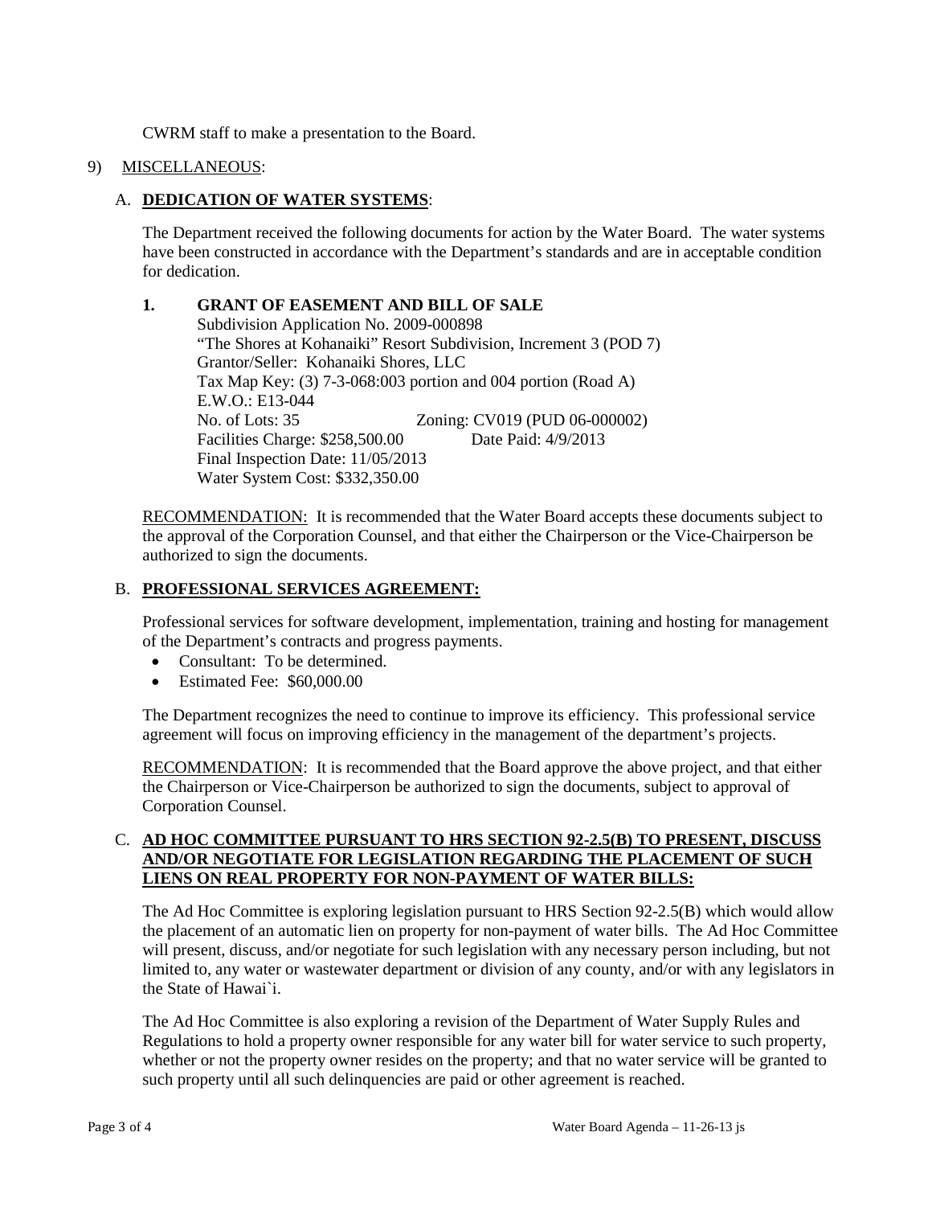CWRM staff to make a presentation to the Board.

9) MISCELLANEOUS:

A. **DEDICATION OF WATER SYSTEMS**:

The Department received the following documents for action by the Water Board. The water systems have been constructed in accordance with the Department's standards and are in acceptable condition for dedication.

**1. GRANT OF EASEMENT AND BILL OF SALE**

Subdivision Application No. 2009-000898
"The Shores at Kohanaiki" Resort Subdivision, Increment 3 (POD 7)
Grantor/Seller: Kohanaiki Shores, LLC
Tax Map Key: (3) 7-3-068:003 portion and 004 portion (Road A)
E.W.O.: E13-044
No. of Lots: 35 Zoning: CV019 (PUD 06-000002)
Facilities Charge: $258,500.00 Date Paid: 4/9/2013
Final Inspection Date: 11/05/2013
Water System Cost: $332,350.00

RECOMMENDATION: It is recommended that the Water Board accepts these documents subject to the approval of the Corporation Counsel, and that either the Chairperson or the Vice-Chairperson be authorized to sign the documents.

B. **PROFESSIONAL SERVICES AGREEMENT:**

Professional services for software development, implementation, training and hosting for management of the Department's contracts and progress payments.

- Consultant: To be determined.
- Estimated Fee: $60,000.00

The Department recognizes the need to continue to improve its efficiency. This professional service agreement will focus on improving efficiency in the management of the department's projects.

RECOMMENDATION: It is recommended that the Board approve the above project, and that either the Chairperson or Vice-Chairperson be authorized to sign the documents, subject to approval of Corporation Counsel.

C. **AD HOC COMMITTEE PURSUANT TO HRS SECTION 92-2.5(B) TO PRESENT, DISCUSS AND/OR NEGOTIATE FOR LEGISLATION REGARDING THE PLACEMENT OF SUCH LIENS ON REAL PROPERTY FOR NON-PAYMENT OF WATER BILLS:**

The Ad Hoc Committee is exploring legislation pursuant to HRS Section 92-2.5(B) which would allow the placement of an automatic lien on property for non-payment of water bills. The Ad Hoc Committee will present, discuss, and/or negotiate for such legislation with any necessary person including, but not limited to, any water or wastewater department or division of any county, and/or with any legislators in the State of Hawai`i.

The Ad Hoc Committee is also exploring a revision of the Department of Water Supply Rules and Regulations to hold a property owner responsible for any water bill for water service to such property, whether or not the property owner resides on the property; and that no water service will be granted to such property until all such delinquencies are paid or other agreement is reached.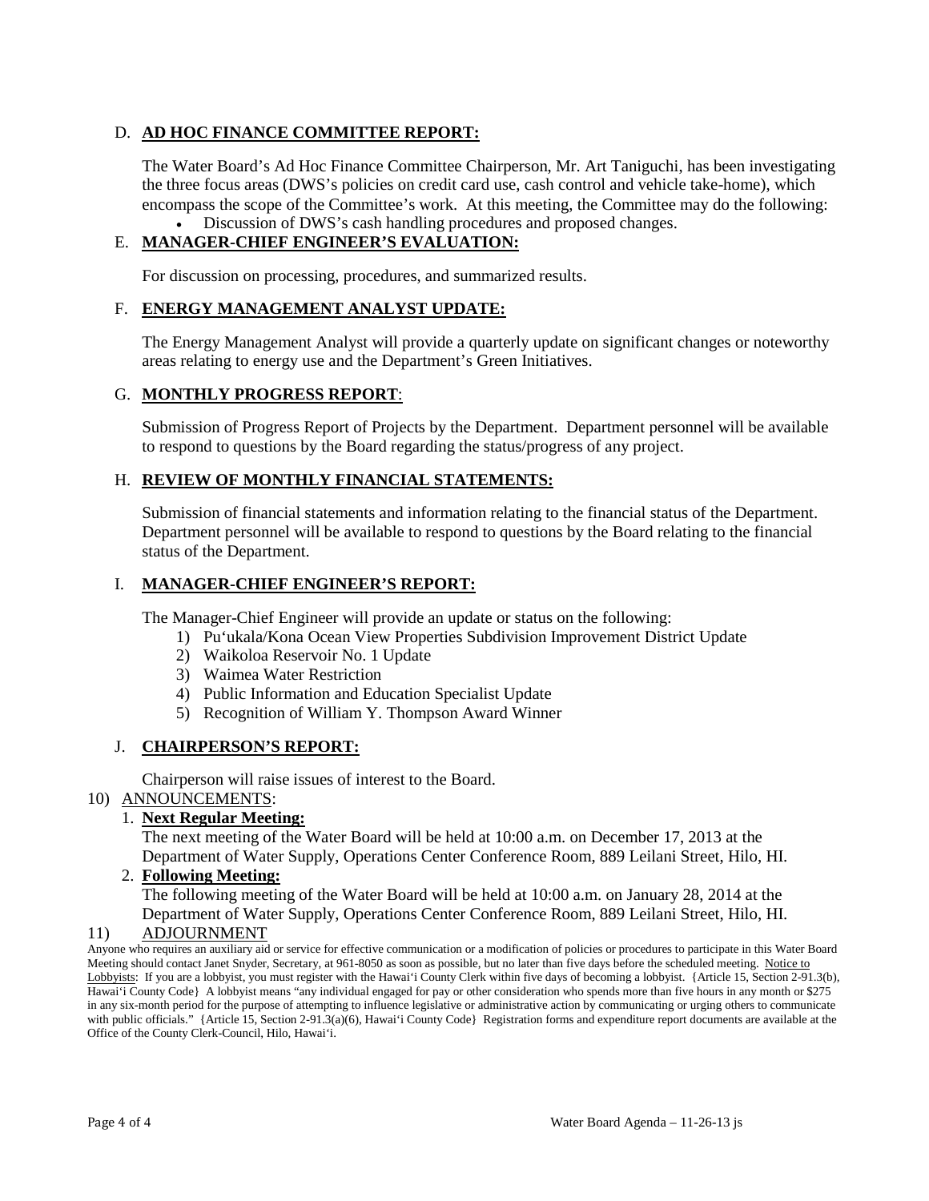D. **AD HOC FINANCE COMMITTEE REPORT:**

The Water Board's Ad Hoc Finance Committee Chairperson, Mr. Art Taniguchi, has been investigating the three focus areas (DWS's policies on credit card use, cash control and vehicle take-home), which encompass the scope of the Committee's work. At this meeting, the Committee may do the following:

- Discussion of DWS's cash handling procedures and proposed changes.

E. **MANAGER-CHIEF ENGINEER'S EVALUATION:**

For discussion on processing, procedures, and summarized results.

F. **ENERGY MANAGEMENT ANALYST UPDATE:**

The Energy Management Analyst will provide a quarterly update on significant changes or noteworthy areas relating to energy use and the Department's Green Initiatives.

G. **MONTHLY PROGRESS REPORT**:

Submission of Progress Report of Projects by the Department. Department personnel will be available to respond to questions by the Board regarding the status/progress of any project.

H. **REVIEW OF MONTHLY FINANCIAL STATEMENTS:**

Submission of financial statements and information relating to the financial status of the Department. Department personnel will be available to respond to questions by the Board relating to the financial status of the Department.

I. **MANAGER-CHIEF ENGINEER'S REPORT:**

The Manager-Chief Engineer will provide an update or status on the following:

1) Pu'ukala/Kona Ocean View Properties Subdivision Improvement District Update
2) Waikoloa Reservoir No. 1 Update
3) Waimea Water Restriction
4) Public Information and Education Specialist Update
5) Recognition of William Y. Thompson Award Winner

J. **CHAIRPERSON'S REPORT:**

Chairperson will raise issues of interest to the Board.

10) ANNOUNCEMENTS:

1. **Next Regular Meeting:**
The next meeting of the Water Board will be held at 10:00 a.m. on December 17, 2013 at the Department of Water Supply, Operations Center Conference Room, 889 Leilani Street, Hilo, HI.

2. **Following Meeting:**
The following meeting of the Water Board will be held at 10:00 a.m. on January 28, 2014 at the Department of Water Supply, Operations Center Conference Room, 889 Leilani Street, Hilo, HI.

11) ADJOURNMENT

Anyone who requires an auxiliary aid or service for effective communication or a modification of policies or procedures to participate in this Water Board Meeting should contact Janet Snyder, Secretary, at 961-8050 as soon as possible, but no later than five days before the scheduled meeting. Notice to Lobbyists: If you are a lobbyist, you must register with the Hawai'i County Clerk within five days of becoming a lobbyist. {Article 15, Section 2-91.3(b), Hawai'i County Code} A lobbyist means "any individual engaged for pay or other consideration who spends more than five hours in any month or $275 in any six-month period for the purpose of attempting to influence legislative or administrative action by communicating or urging others to communicate with public officials." {Article 15, Section 2-91.3(a)(6), Hawai'i County Code} Registration forms and expenditure report documents are available at the Office of the County Clerk-Council, Hilo, Hawai'i.